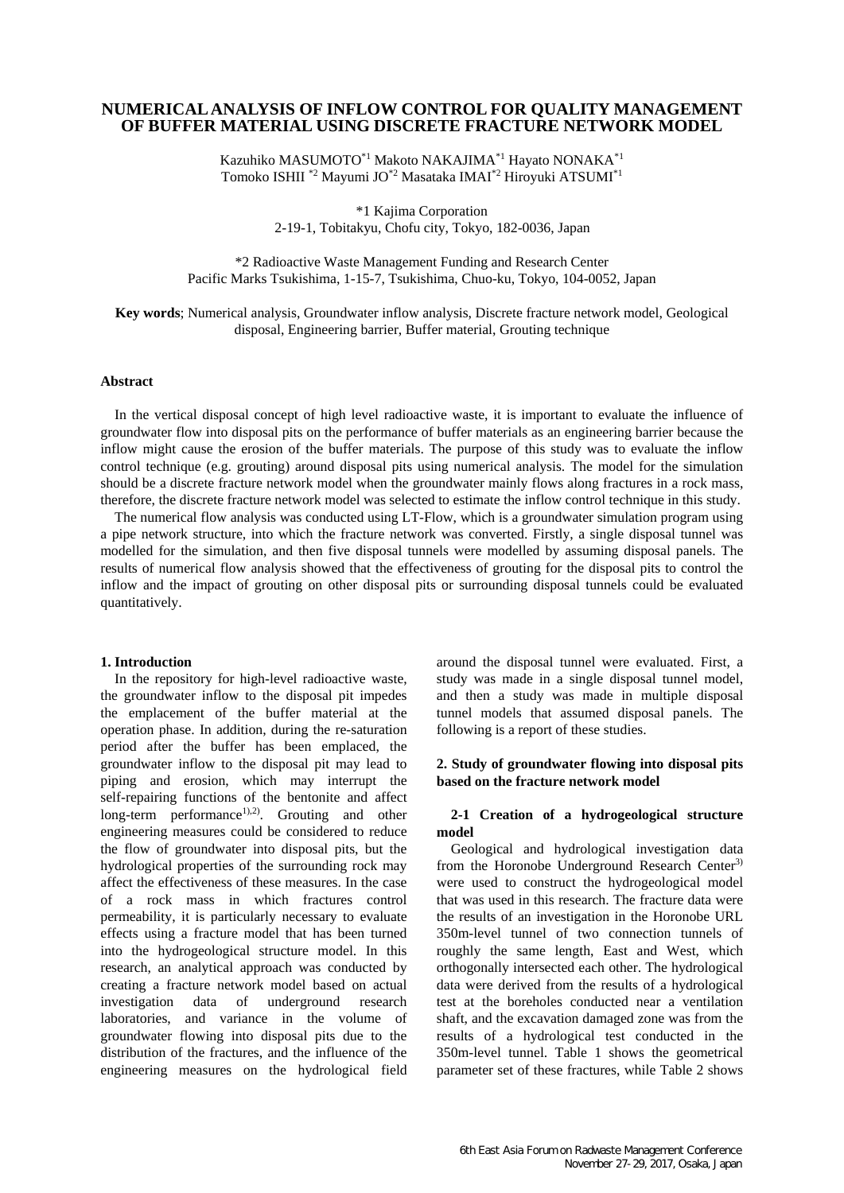# NUMERICAL ANALYSIS OF INFLOW CONTROL FOR QUALITY MANAGEMENT OF BUFFER MATERIAL USING DISCRETE FRACTURE NETWORK MODEL

Kazuhiko MASUMOTO[*1] Makoto NAKAJIMA[*1] Hayato NONAKA[*1]
Tomoko ISHII [*2] Mayumi JO[*2] Masataka IMAI[*2] Hiroyuki ATSUMI[*1]

*1 Kajima Corporation
2-19-1, Tobitakyu, Chofu city, Tokyo, 182-0036, Japan

*2 Radioactive Waste Management Funding and Research Center
Pacific Marks Tsukishima, 1-15-7, Tsukishima, Chuo-ku, Tokyo, 104-0052, Japan

**Key words**; Numerical analysis, Groundwater inflow analysis, Discrete fracture network model, Geological disposal, Engineering barrier, Buffer material, Grouting technique

## Abstract

In the vertical disposal concept of high level radioactive waste, it is important to evaluate the influence of groundwater flow into disposal pits on the performance of buffer materials as an engineering barrier because the inflow might cause the erosion of the buffer materials. The purpose of this study was to evaluate the inflow control technique (e.g. grouting) around disposal pits using numerical analysis. The model for the simulation should be a discrete fracture network model when the groundwater mainly flows along fractures in a rock mass, therefore, the discrete fracture network model was selected to estimate the inflow control technique in this study.

The numerical flow analysis was conducted using LT-Flow, which is a groundwater simulation program using a pipe network structure, into which the fracture network was converted. Firstly, a single disposal tunnel was modelled for the simulation, and then five disposal tunnels were modelled by assuming disposal panels. The results of numerical flow analysis showed that the effectiveness of grouting for the disposal pits to control the inflow and the impact of grouting on other disposal pits or surrounding disposal tunnels could be evaluated quantitatively.

## 1. Introduction

In the repository for high-level radioactive waste, the groundwater inflow to the disposal pit impedes the emplacement of the buffer material at the operation phase. In addition, during the re-saturation period after the buffer has been emplaced, the groundwater inflow to the disposal pit may lead to piping and erosion, which may interrupt the self-repairing functions of the bentonite and affect long-term performance[1),2)]. Grouting and other engineering measures could be considered to reduce the flow of groundwater into disposal pits, but the hydrological properties of the surrounding rock may affect the effectiveness of these measures. In the case of a rock mass in which fractures control permeability, it is particularly necessary to evaluate effects using a fracture model that has been turned into the hydrogeological structure model. In this research, an analytical approach was conducted by creating a fracture network model based on actual investigation data of underground research laboratories, and variance in the volume of groundwater flowing into disposal pits due to the distribution of the fractures, and the influence of the engineering measures on the hydrological field around the disposal tunnel were evaluated. First, a study was made in a single disposal tunnel model, and then a study was made in multiple disposal tunnel models that assumed disposal panels. The following is a report of these studies.

## 2. Study of groundwater flowing into disposal pits based on the fracture network model

### 2-1 Creation of a hydrogeological structure model

Geological and hydrological investigation data from the Horonobe Underground Research Center[3)] were used to construct the hydrogeological model that was used in this research. The fracture data were the results of an investigation in the Horonobe URL 350m-level tunnel of two connection tunnels of roughly the same length, East and West, which orthogonally intersected each other. The hydrological data were derived from the results of a hydrological test at the boreholes conducted near a ventilation shaft, and the excavation damaged zone was from the results of a hydrological test conducted in the 350m-level tunnel. Table 1 shows the geometrical parameter set of these fractures, while Table 2 shows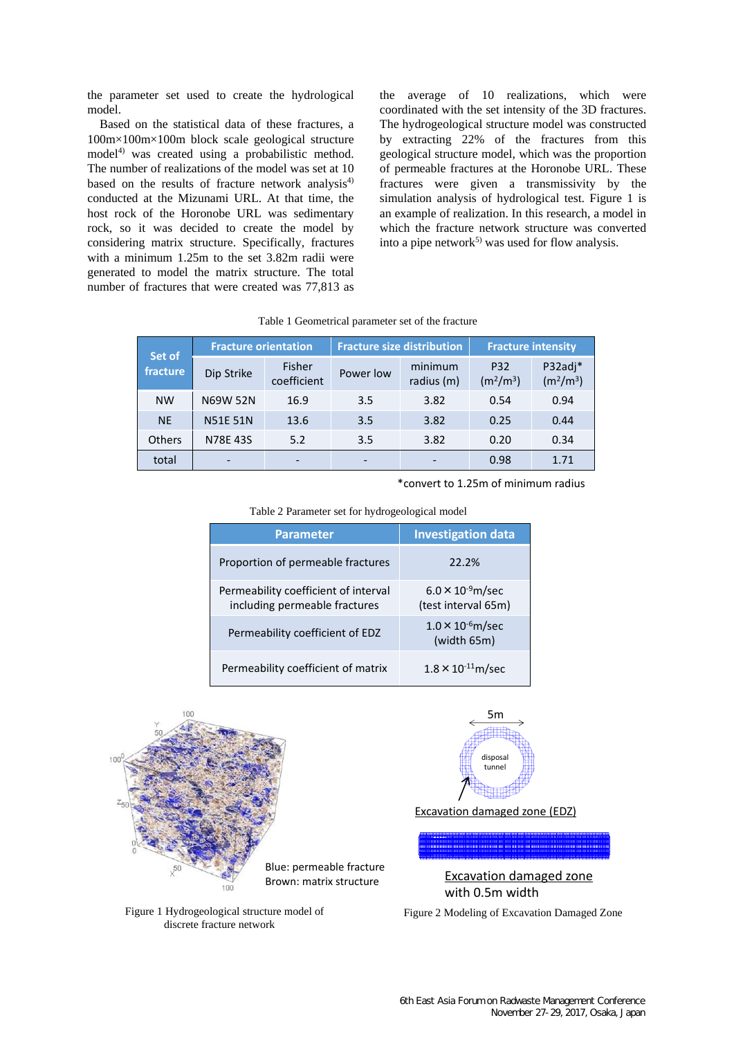the parameter set used to create the hydrological model.

Based on the statistical data of these fractures, a 100m×100m×100m block scale geological structure model[4] was created using a probabilistic method. The number of realizations of the model was set at 10 based on the results of fracture network analysis[4] conducted at the Mizunami URL. At that time, the host rock of the Horonobe URL was sedimentary rock, so it was decided to create the model by considering matrix structure. Specifically, fractures with a minimum 1.25m to the set 3.82m radii were generated to model the matrix structure. The total number of fractures that were created was 77,813 as the average of 10 realizations, which were coordinated with the set intensity of the 3D fractures. The hydrogeological structure model was constructed by extracting 22% of the fractures from this geological structure model, which was the proportion of permeable fractures at the Horonobe URL. These fractures were given a transmissivity by the simulation analysis of hydrological test. Figure 1 is an example of realization. In this research, a model in which the fracture network structure was converted into a pipe network[5] was used for flow analysis.

Table 1 Geometrical parameter set of the fracture

| Set of fracture | Fracture orientation | | Fracture size distribution | | Fracture intensity | |
|---|---|---|---|---|---|---|
| | Dip Strike | Fisher coefficient | Power low | minimum radius (m) | P32 ($m^2/m^3$) | P32adj* ($m^2/m^3$) |
| NW | N69W 52N | 16.9 | 3.5 | 3.82 | 0.54 | 0.94 |
| NE | N51E 51N | 13.6 | 3.5 | 3.82 | 0.25 | 0.44 |
| Others | N78E 43S | 5.2 | 3.5 | 3.82 | 0.20 | 0.34 |
| total | - | - | - | - | 0.98 | 1.71 |

*convert to 1.25m of minimum radius

Table 2 Parameter set for hydrogeological model

| Parameter | Investigation data |
|---|---|
| Proportion of permeable fractures | 22.2% |
| Permeability coefficient of interval including permeable fractures | $6.0 \times 10^{-9}$m/sec (test interval 65m) |
| Permeability coefficient of EDZ | $1.0 \times 10^{-6}$m/sec (width 65m) |
| Permeability coefficient of matrix | $1.8 \times 10^{-11}$m/sec |

Blue: permeable fracture
Brown: matrix structure

Figure 1 Hydrogeological structure model of discrete fracture network

5m

disposal tunnel

Excavation damaged zone (EDZ)

Excavation damaged zone with 0.5m width

Figure 2 Modeling of Excavation Damaged Zone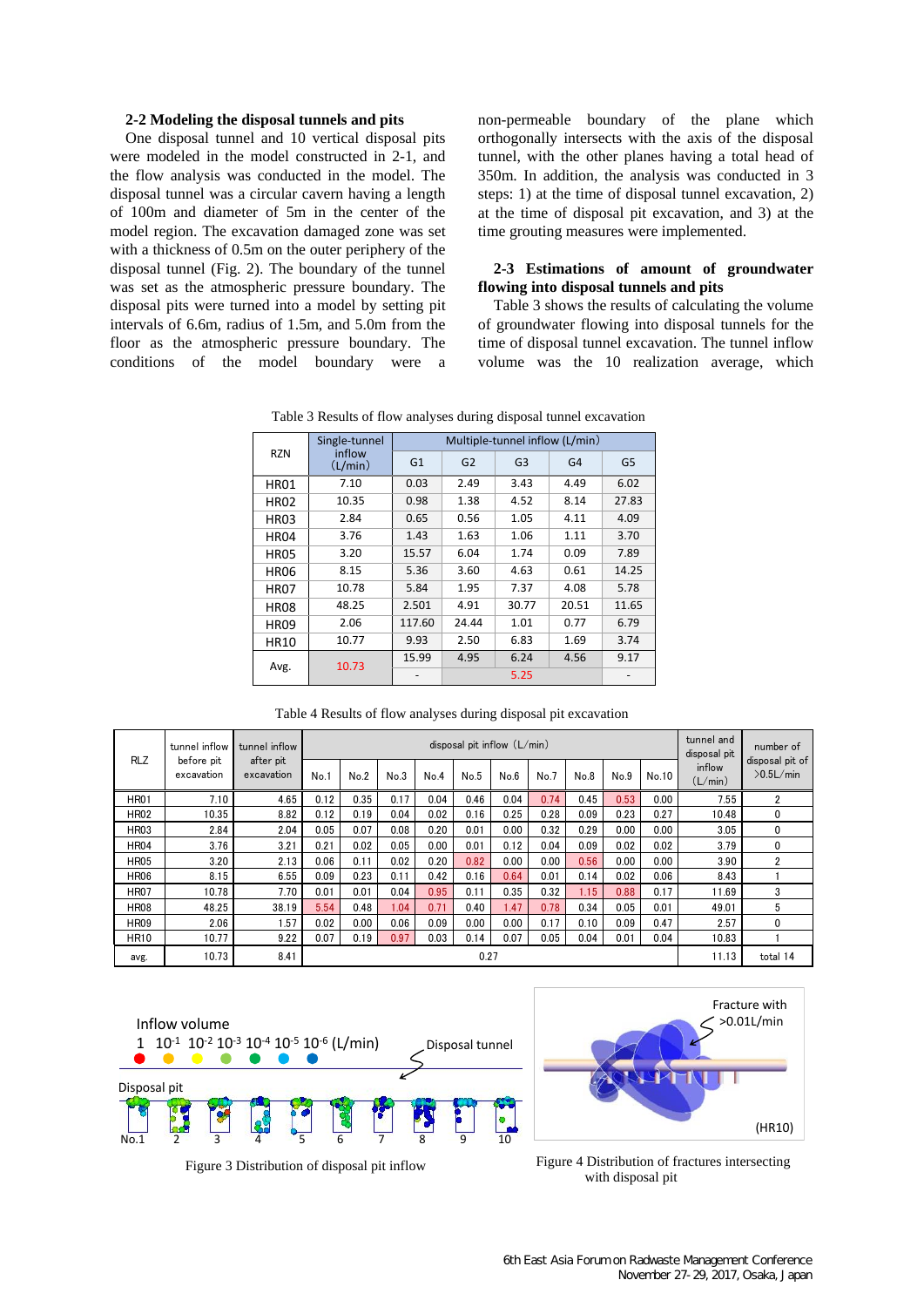**2-2 Modeling the disposal tunnels and pits**

One disposal tunnel and 10 vertical disposal pits were modeled in the model constructed in 2-1, and the flow analysis was conducted in the model. The disposal tunnel was a circular cavern having a length of 100m and diameter of 5m in the center of the model region. The excavation damaged zone was set with a thickness of 0.5m on the outer periphery of the disposal tunnel (Fig. 2). The boundary of the tunnel was set as the atmospheric pressure boundary. The disposal pits were turned into a model by setting pit intervals of 6.6m, radius of 1.5m, and 5.0m from the floor as the atmospheric pressure boundary. The conditions of the model boundary were a non-permeable boundary of the plane which orthogonally intersects with the axis of the disposal tunnel, with the other planes having a total head of 350m. In addition, the analysis was conducted in 3 steps: 1) at the time of disposal tunnel excavation, 2) at the time of disposal pit excavation, and 3) at the time grouting measures were implemented.

**2-3 Estimations of amount of groundwater flowing into disposal tunnels and pits**

Table 3 shows the results of calculating the volume of groundwater flowing into disposal tunnels for the time of disposal tunnel excavation. The tunnel inflow volume was the 10 realization average, which

Table 3 Results of flow analyses during disposal tunnel excavation

| RZN | Single-tunnel inflow (L/min) | Multiple-tunnel inflow (L/min) | | | | |
|---|---|---|---|---|---|---|
| | | G1 | G2 | G3 | G4 | G5 |
| HR01 | 7.10 | 0.03 | 2.49 | 3.43 | 4.49 | 6.02 |
| HR02 | 10.35 | 0.98 | 1.38 | 4.52 | 8.14 | 27.83 |
| HR03 | 2.84 | 0.65 | 0.56 | 1.05 | 4.11 | 4.09 |
| HR04 | 3.76 | 1.43 | 1.63 | 1.06 | 1.11 | 3.70 |
| HR05 | 3.20 | 15.57 | 6.04 | 1.74 | 0.09 | 7.89 |
| HR06 | 8.15 | 5.36 | 3.60 | 4.63 | 0.61 | 14.25 |
| HR07 | 10.78 | 5.84 | 1.95 | 7.37 | 4.08 | 5.78 |
| HR08 | 48.25 | 2.501 | 4.91 | 30.77 | 20.51 | 11.65 |
| HR09 | 2.06 | 117.60 | 24.44 | 1.01 | 0.77 | 6.79 |
| HR10 | 10.77 | 9.93 | 2.50 | 6.83 | 1.69 | 3.74 |
| Avg. | 10.73 | 15.99 | 4.95 | 6.24 | 4.56 | 9.17 |
| | | - | 5.25 | | | - |

Table 4 Results of flow analyses during disposal pit excavation

| RLZ | tunnel inflow before pit excavation | tunnel inflow after pit excavation | disposal pit inflow (L/min) | | | | | | | | | | tunnel and disposal pit inflow (L/min) | number of disposal pit of >0.5L/min |
|---|---|---|---|---|---|---|---|---|---|---|---|---|---|---|
| | | | No.1 | No.2 | No.3 | No.4 | No.5 | No.6 | No.7 | No.8 | No.9 | No.10 | | |
| HR01 | 7.10 | 4.65 | 0.12 | 0.35 | 0.17 | 0.04 | 0.46 | 0.04 | 0.74 | 0.45 | 0.53 | 0.00 | 7.55 | 2 |
| HR02 | 10.35 | 8.82 | 0.12 | 0.19 | 0.04 | 0.02 | 0.16 | 0.25 | 0.28 | 0.09 | 0.23 | 0.27 | 10.48 | 0 |
| HR03 | 2.84 | 2.04 | 0.05 | 0.07 | 0.08 | 0.20 | 0.01 | 0.00 | 0.32 | 0.29 | 0.00 | 0.00 | 3.05 | 0 |
| HR04 | 3.76 | 3.21 | 0.21 | 0.02 | 0.05 | 0.00 | 0.01 | 0.12 | 0.04 | 0.09 | 0.02 | 0.02 | 3.79 | 0 |
| HR05 | 3.20 | 2.13 | 0.06 | 0.11 | 0.02 | 0.20 | 0.82 | 0.00 | 0.00 | 0.56 | 0.00 | 0.00 | 3.90 | 2 |
| HR06 | 8.15 | 6.55 | 0.09 | 0.23 | 0.11 | 0.42 | 0.16 | 0.64 | 0.01 | 0.14 | 0.02 | 0.06 | 8.43 | 1 |
| HR07 | 10.78 | 7.70 | 0.01 | 0.01 | 0.04 | 0.95 | 0.11 | 0.35 | 0.32 | 1.15 | 0.88 | 0.17 | 11.69 | 3 |
| HR08 | 48.25 | 38.19 | 5.54 | 0.48 | 1.04 | 0.71 | 0.40 | 1.47 | 0.78 | 0.34 | 0.05 | 0.01 | 49.01 | 5 |
| HR09 | 2.06 | 1.57 | 0.02 | 0.00 | 0.06 | 0.09 | 0.00 | 0.00 | 0.17 | 0.10 | 0.09 | 0.47 | 2.57 | 0 |
| HR10 | 10.77 | 9.22 | 0.07 | 0.19 | 0.97 | 0.03 | 0.14 | 0.07 | 0.05 | 0.04 | 0.01 | 0.04 | 10.83 | 1 |
| avg. | 10.73 | 8.41 | 0.27 | | | | | | | | | | 11.13 | total 14 |

Figure 3 Distribution of disposal pit inflow

Figure 4 Distribution of fractures intersecting with disposal pit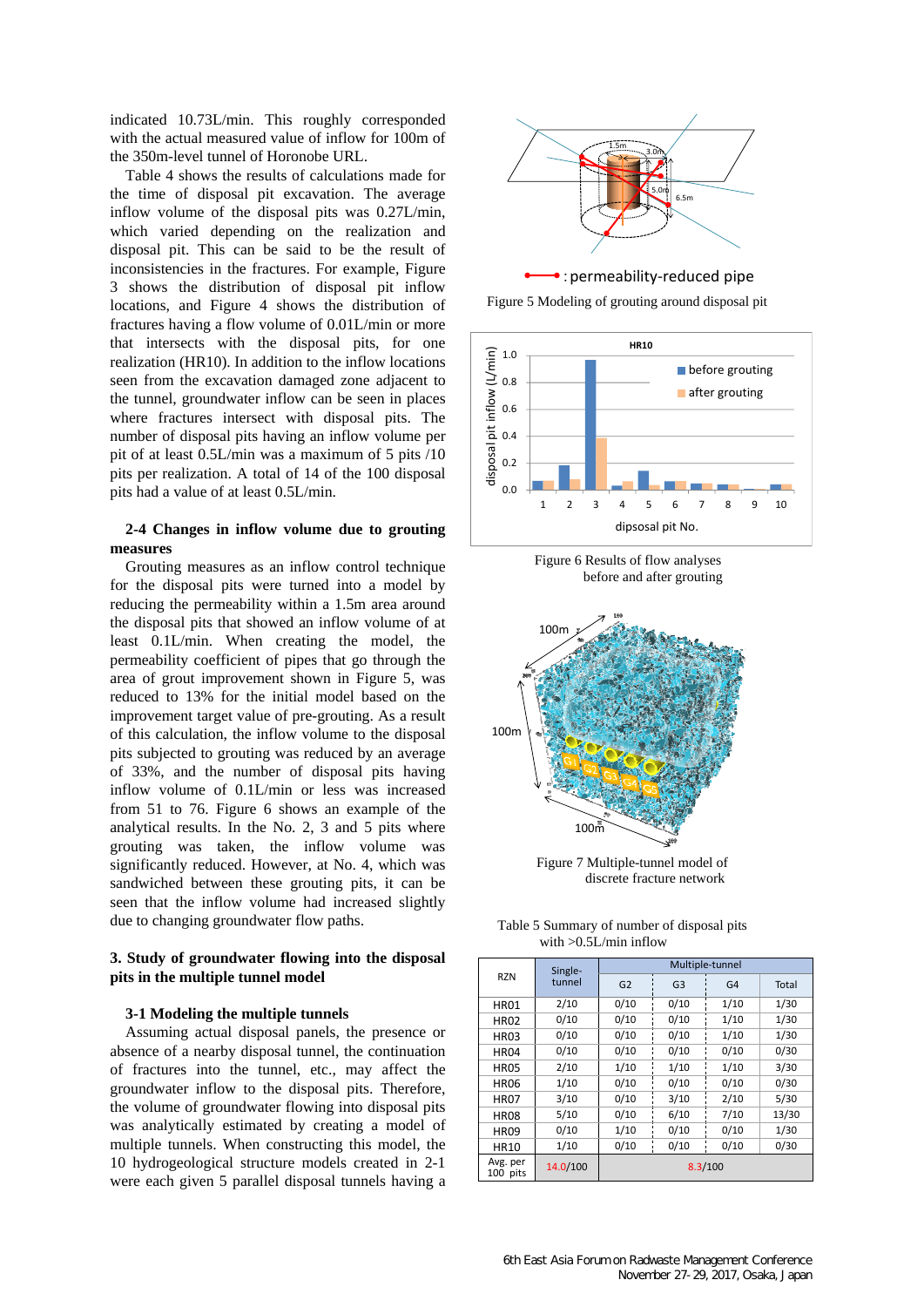indicated 10.73L/min. This roughly corresponded with the actual measured value of inflow for 100m of the 350m-level tunnel of Horonobe URL.

Table 4 shows the results of calculations made for the time of disposal pit excavation. The average inflow volume of the disposal pits was 0.27L/min, which varied depending on the realization and disposal pit. This can be said to be the result of inconsistencies in the fractures. For example, Figure 3 shows the distribution of disposal pit inflow locations, and Figure 4 shows the distribution of fractures having a flow volume of 0.01L/min or more that intersects with the disposal pits, for one realization (HR10). In addition to the inflow locations seen from the excavation damaged zone adjacent to the tunnel, groundwater inflow can be seen in places where fractures intersect with disposal pits. The number of disposal pits having an inflow volume per pit of at least 0.5L/min was a maximum of 5 pits /10 pits per realization. A total of 14 of the 100 disposal pits had a value of at least 0.5L/min.

### 2-4 Changes in inflow volume due to grouting measures

Grouting measures as an inflow control technique for the disposal pits were turned into a model by reducing the permeability within a 1.5m area around the disposal pits that showed an inflow volume of at least 0.1L/min. When creating the model, the permeability coefficient of pipes that go through the area of grout improvement shown in Figure 5, was reduced to 13% for the initial model based on the improvement target value of pre-grouting. As a result of this calculation, the inflow volume to the disposal pits subjected to grouting was reduced by an average of 33%, and the number of disposal pits having inflow volume of 0.1L/min or less was increased from 51 to 76. Figure 6 shows an example of the analytical results. In the No. 2, 3 and 5 pits where grouting was taken, the inflow volume was significantly reduced. However, at No. 4, which was sandwiched between these grouting pits, it can be seen that the inflow volume had increased slightly due to changing groundwater flow paths.

## 3. Study of groundwater flowing into the disposal pits in the multiple tunnel model

### 3-1 Modeling the multiple tunnels

Assuming actual disposal panels, the presence or absence of a nearby disposal tunnel, the continuation of fractures into the tunnel, etc., may affect the groundwater inflow to the disposal pits. Therefore, the volume of groundwater flowing into disposal pits was analytically estimated by creating a model of multiple tunnels. When constructing this model, the 10 hydrogeological structure models created in 2-1 were each given 5 parallel disposal tunnels having a

Figure 5 Modeling of grouting around disposal pit

Figure 6 Results of flow analyses before and after grouting

Figure 7 Multiple-tunnel model of discrete fracture network

Table 5 Summary of number of disposal pits with >0.5L/min inflow

| RZN | Single-tunnel | Multiple-tunnel | | | |
|---|---|---|---|---|---|
| | | G2 | G3 | G4 | Total |
| HR01 | 2/10 | 0/10 | 0/10 | 1/10 | 1/30 |
| HR02 | 0/10 | 0/10 | 0/10 | 1/10 | 1/30 |
| HR03 | 0/10 | 0/10 | 0/10 | 1/10 | 1/30 |
| HR04 | 0/10 | 0/10 | 0/10 | 0/10 | 0/30 |
| HR05 | 2/10 | 1/10 | 1/10 | 1/10 | 3/30 |
| HR06 | 1/10 | 0/10 | 0/10 | 0/10 | 0/30 |
| HR07 | 3/10 | 0/10 | 3/10 | 2/10 | 5/30 |
| HR08 | 5/10 | 0/10 | 6/10 | 7/10 | 13/30 |
| HR09 | 0/10 | 1/10 | 0/10 | 0/10 | 1/30 |
| HR10 | 1/10 | 0/10 | 0/10 | 0/10 | 0/30 |
| Avg. per 100 pits | 14.0/100 | 8.3/100 | | | |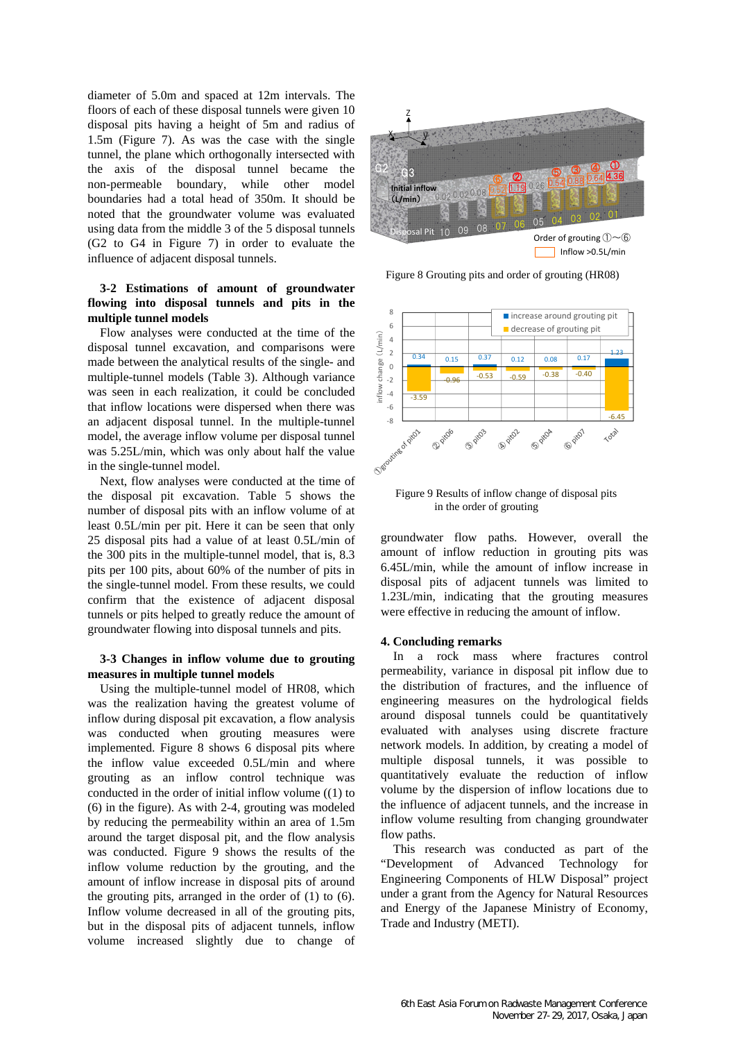diameter of 5.0m and spaced at 12m intervals. The floors of each of these disposal tunnels were given 10 disposal pits having a height of 5m and radius of 1.5m (Figure 7). As was the case with the single tunnel, the plane which orthogonally intersected with the axis of the disposal tunnel became the non-permeable boundary, while other model boundaries had a total head of 350m. It should be noted that the groundwater volume was evaluated using data from the middle 3 of the 5 disposal tunnels (G2 to G4 in Figure 7) in order to evaluate the influence of adjacent disposal tunnels.

### 3-2 Estimations of amount of groundwater flowing into disposal tunnels and pits in the multiple tunnel models

Flow analyses were conducted at the time of the disposal tunnel excavation, and comparisons were made between the analytical results of the single- and multiple-tunnel models (Table 3). Although variance was seen in each realization, it could be concluded that inflow locations were dispersed when there was an adjacent disposal tunnel. In the multiple-tunnel model, the average inflow volume per disposal tunnel was 5.25L/min, which was only about half the value in the single-tunnel model.

Next, flow analyses were conducted at the time of the disposal pit excavation. Table 5 shows the number of disposal pits with an inflow volume of at least 0.5L/min per pit. Here it can be seen that only 25 disposal pits had a value of at least 0.5L/min of the 300 pits in the multiple-tunnel model, that is, 8.3 pits per 100 pits, about 60% of the number of pits in the single-tunnel model. From these results, we could confirm that the existence of adjacent disposal tunnels or pits helped to greatly reduce the amount of groundwater flowing into disposal tunnels and pits.

### 3-3 Changes in inflow volume due to grouting measures in multiple tunnel models

Using the multiple-tunnel model of HR08, which was the realization having the greatest volume of inflow during disposal pit excavation, a flow analysis was conducted when grouting measures were implemented. Figure 8 shows 6 disposal pits where the inflow value exceeded 0.5L/min and where grouting as an inflow control technique was conducted in the order of initial inflow volume ((1) to (6) in the figure). As with 2-4, grouting was modeled by reducing the permeability within an area of 1.5m around the target disposal pit, and the flow analysis was conducted. Figure 9 shows the results of the inflow volume reduction by the grouting, and the amount of inflow increase in disposal pits of around the grouting pits, arranged in the order of (1) to (6). Inflow volume decreased in all of the grouting pits, but in the disposal pits of adjacent tunnels, inflow volume increased slightly due to change of

Figure 8 Grouting pits and order of grouting (HR08)

Figure 9 Results of inflow change of disposal pits in the order of grouting

groundwater flow paths. However, overall the amount of inflow reduction in grouting pits was 6.45L/min, while the amount of inflow increase in disposal pits of adjacent tunnels was limited to 1.23L/min, indicating that the grouting measures were effective in reducing the amount of inflow.

## 4. Concluding remarks

In a rock mass where fractures control permeability, variance in disposal pit inflow due to the distribution of fractures, and the influence of engineering measures on the hydrological fields around disposal tunnels could be quantitatively evaluated with analyses using discrete fracture network models. In addition, by creating a model of multiple disposal tunnels, it was possible to quantitatively evaluate the reduction of inflow volume by the dispersion of inflow locations due to the influence of adjacent tunnels, and the increase in inflow volume resulting from changing groundwater flow paths.

This research was conducted as part of the "Development of Advanced Technology for Engineering Components of HLW Disposal" project under a grant from the Agency for Natural Resources and Energy of the Japanese Ministry of Economy, Trade and Industry (METI).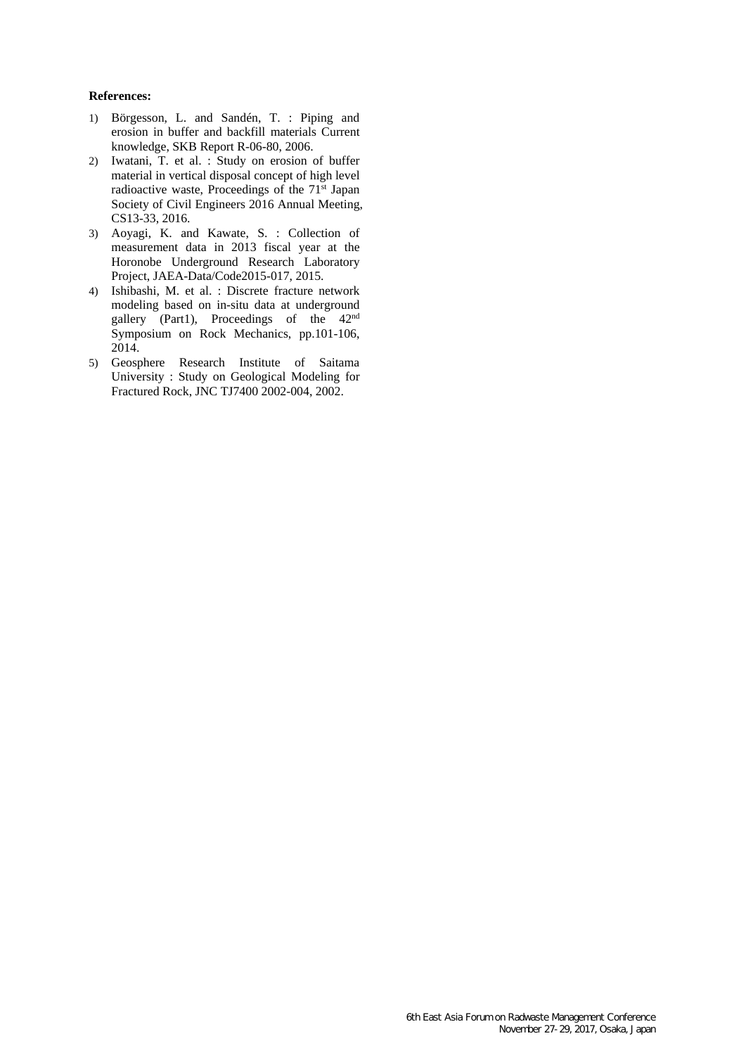**References:**

1) Börgesson, L. and Sandén, T. : Piping and erosion in buffer and backfill materials Current knowledge, SKB Report R-06-80, 2006.
2) Iwatani, T. et al. : Study on erosion of buffer material in vertical disposal concept of high level radioactive waste, Proceedings of the 71st Japan Society of Civil Engineers 2016 Annual Meeting, CS13-33, 2016.
3) Aoyagi, K. and Kawate, S. : Collection of measurement data in 2013 fiscal year at the Horonobe Underground Research Laboratory Project, JAEA-Data/Code2015-017, 2015.
4) Ishibashi, M. et al. : Discrete fracture network modeling based on in-situ data at underground gallery (Part1), Proceedings of the 42nd Symposium on Rock Mechanics, pp.101-106, 2014.
5) Geosphere Research Institute of Saitama University : Study on Geological Modeling for Fractured Rock, JNC TJ7400 2002-004, 2002.